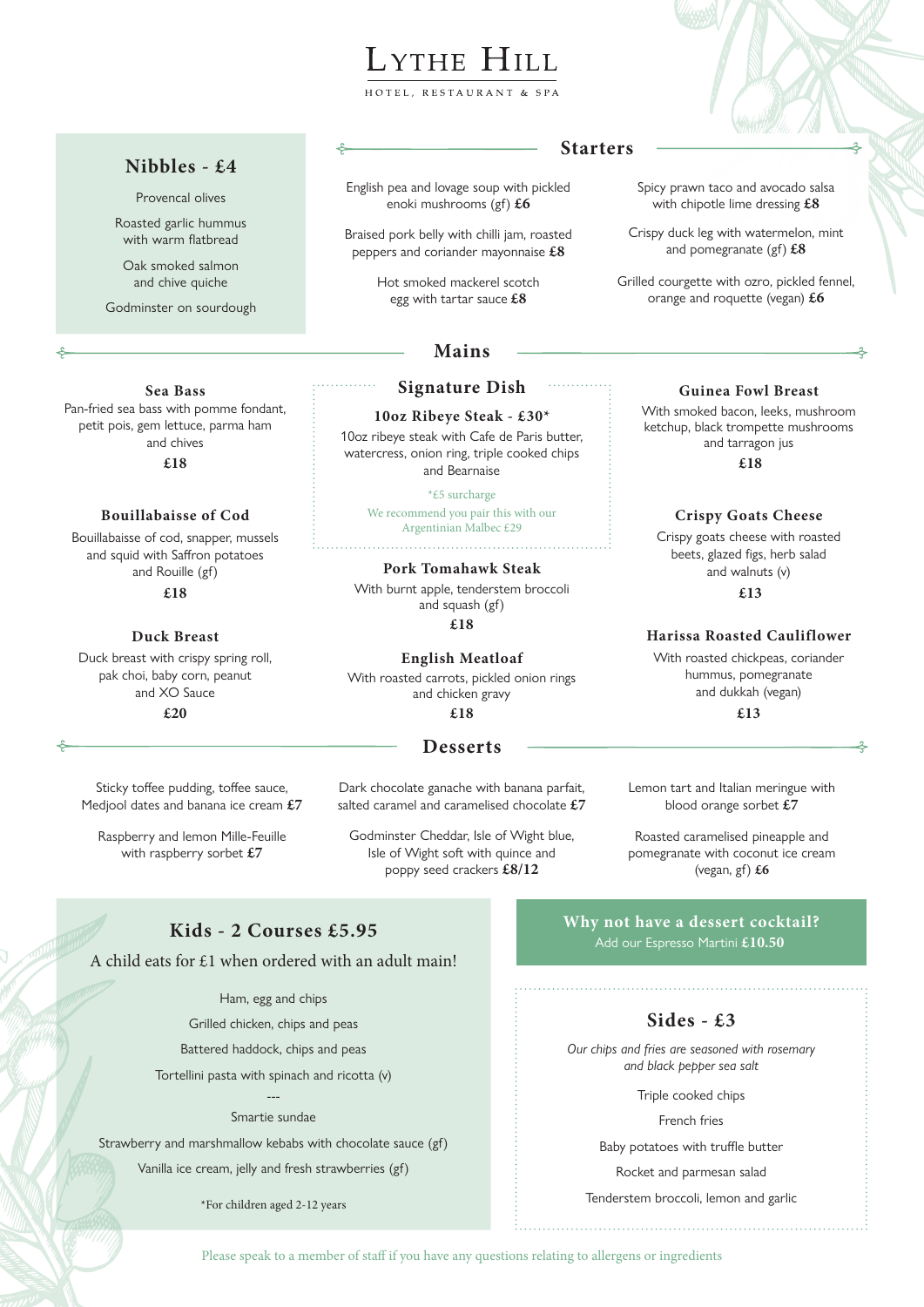# Lythe Hill

HOTEL, RESTAURANT & SPA

## Nibbles - £4

Provencal olives

Roasted garlic hummus with warm flatbread

Oak smoked salmon and chive quiche

Godminster on sourdough

## Starters

English pea and lovage soup with pickled enoki mushrooms (gf) **£6**

Braised pork belly with chilli jam, roasted peppers and coriander mayonnaise **£8**

Hot smoked mackerel scotch egg with tartar sauce **£8**

Spicy prawn taco and avocado salsa with chipotle lime dressing **£8**

Crispy duck leg with watermelon, mint and pomegranate (gf) **£8**

Grilled courgette with ozro, pickled fennel, orange and roquette (vegan) **£6**

## Mains

### Sea Bass

Pan-fried sea bass with pomme fondant, petit pois, gem lettuce, parma ham and chives

**£18**

### Bouillabaisse of Cod

Bouillabaisse of cod, snapper, mussels and squid with Saffron potatoes and Rouille (gf)

**£18**

### Duck Breast

Duck breast with crispy spring roll, pak choi, baby corn, peanut and XO Sauce

**£20**

### Signature Dish

**10oz Ribeye Steak - £30***

10oz ribeye steak with Cafe de Paris butter, watercress, onion ring, triple cooked chips and Bearnaise

*£5 surcharge

We recommend you pair this with our Argentinian Malbec £29

### Pork Tomahawk Steak

With burnt apple, tenderstem broccoli and squash (gf)

**£18**

### English Meatloaf

With roasted carrots, pickled onion rings and chicken gravy

**£18**

### Guinea Fowl Breast

With smoked bacon, leeks, mushroom ketchup, black trompette mushrooms and tarragon jus

**£18**

### Crispy Goats Cheese

Crispy goats cheese with roasted beets, glazed figs, herb salad and walnuts (v)

**£13**

### Harissa Roasted Cauliflower

With roasted chickpeas, coriander hummus, pomegranate and dukkah (vegan)

**£13**

## Desserts

Sticky toffee pudding, toffee sauce, Medjool dates and banana ice cream **£7**

Raspberry and lemon Mille-Feuille with raspberry sorbet **£7**

Dark chocolate ganache with banana parfait, salted caramel and caramelised chocolate **£7**

Godminster Cheddar, Isle of Wight blue, Isle of Wight soft with quince and poppy seed crackers **£8/12**

Lemon tart and Italian meringue with blood orange sorbet **£7**

Roasted caramelised pineapple and pomegranate with coconut ice cream (vegan, gf) **£6**

## Kids - 2 Courses £5.95

A child eats for £1 when ordered with an adult main!

Ham, egg and chips

Grilled chicken, chips and peas

Battered haddock, chips and peas

Tortellini pasta with spinach and ricotta (v)

---

Smartie sundae

Strawberry and marshmallow kebabs with chocolate sauce (gf)

Vanilla ice cream, jelly and fresh strawberries (gf)

*For children aged 2-12 years

## Why not have a dessert cocktail?

Add our Espresso Martini **£10.50**

## Sides - £3

*Our chips and fries are seasoned with rosemary and black pepper sea salt*

Triple cooked chips

French fries

Baby potatoes with truffle butter

Rocket and parmesan salad

Tenderstem broccoli, lemon and garlic

Please speak to a member of staff if you have any questions relating to allergens or ingredients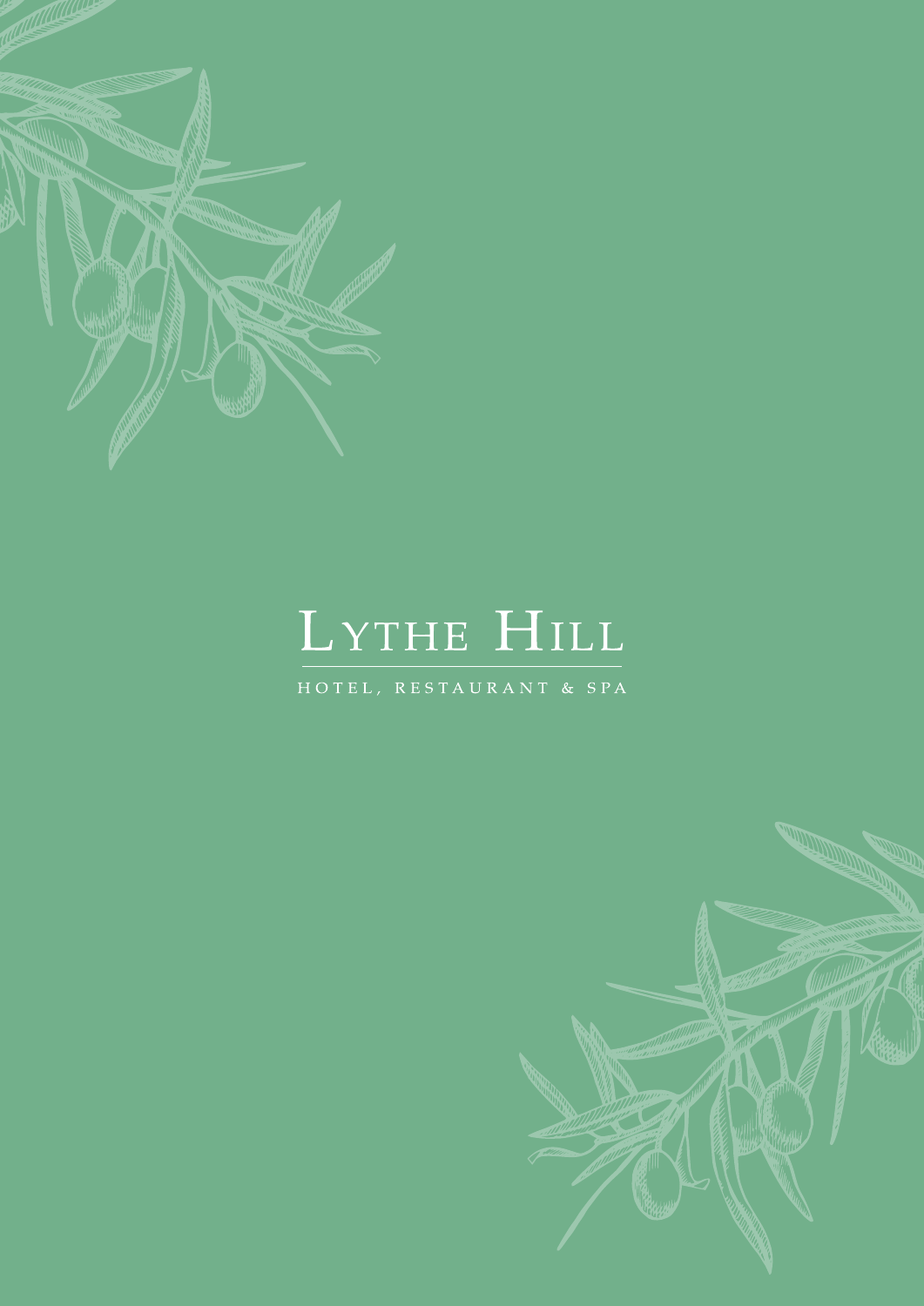# Lythe Hill

HOTEL, RESTAURANT & SPA